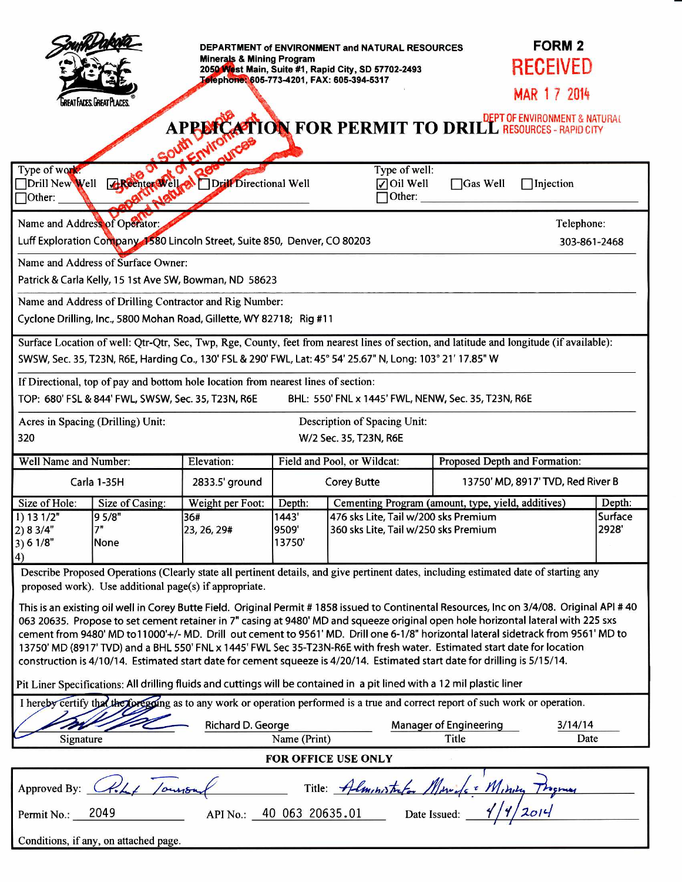DEPARTMENT of ENVIRONMENT and NATURAL RESOURCES
Minerals & Mining Program
2050 West Main, Suite #1, Rapid City, SD 57702-2493
Telephone: 605-773-4201, FAX: 605-394-5317

**FORM 2**

RECEIVED
MAR 17 2014
DEPT OF ENVIRONMENT & NATURAL RESOURCES - RAPID CITY

State of South Dakota Department of Environment and Natural Resources

# APPLICATION FOR PERMIT TO DRILL

Type of work: ☐ Drill New Well ☑ Reenter Well ☐ Drill Directional Well ☐ Other:

Type of well: ☑ Oil Well ☐ Gas Well ☐ Injection ☐ Other:

Name and Address of Operator: Luff Exploration Company, 1580 Lincoln Street, Suite 850, Denver, CO 80203

Telephone: 303-861-2468

Name and Address of Surface Owner: Patrick & Carla Kelly, 15 1st Ave SW, Bowman, ND 58623

Name and Address of Drilling Contractor and Rig Number: Cyclone Drilling, Inc., 5800 Mohan Road, Gillette, WY 82718; Rig #11

Surface Location of well: Qtr-Qtr, Sec, Twp, Rge, County, feet from nearest lines of section, and latitude and longitude (if available):
SWSW, Sec. 35, T23N, R6E, Harding Co., 130' FSL & 290' FWL, Lat: 45° 54' 25.67" N, Long: 103° 21' 17.85" W

If Directional, top of pay and bottom hole location from nearest lines of section:
TOP: 680' FSL & 844' FWL, SWSW, Sec. 35, T23N, R6E BHL: 550' FNL x 1445' FWL, NENW, Sec. 35, T23N, R6E

Acres in Spacing (Drilling) Unit: 320

Description of Spacing Unit: W/2 Sec. 35, T23N, R6E

| Well Name and Number: | Elevation: | Field and Pool, or Wildcat: | Proposed Depth and Formation: |
|---|---|---|---|
| Carla 1-35H | 2833.5' ground | Corey Butte | 13750' MD, 8917' TVD, Red River B |

| Size of Hole: | Size of Casing: | Weight per Foot: | Depth: | Cementing Program (amount, type, yield, additives) | Depth: |
|---|---|---|---|---|---|
| 1) 13 1/2" | 9 5/8" | 36# | 1443' | 476 sks Lite, Tail w/200 sks Premium | Surface |
| 2) 8 3/4" | 7" | 23, 26, 29# | 9509' | 360 sks Lite, Tail w/250 sks Premium | 2928' |
| 3) 6 1/8" | None | | 13750' | | |
| 4) | | | | | |

Describe Proposed Operations (Clearly state all pertinent details, and give pertinent dates, including estimated date of starting any proposed work). Use additional page(s) if appropriate.

This is an existing oil well in Corey Butte Field. Original Permit # 1858 issued to Continental Resources, Inc on 3/4/08. Original API # 40 063 20635. Propose to set cement retainer in 7" casing at 9480' MD and squeeze original open hole horizontal lateral with 225 sxs cement from 9480' MD to11000'+/- MD. Drill out cement to 9561' MD. Drill one 6-1/8" horizontal lateral sidetrack from 9561' MD to 13750' MD (8917' TVD) and a BHL 550' FNL x 1445' FWL Sec 35-T23N-R6E with fresh water. Estimated start date for location construction is 4/10/14. Estimated start date for cement squeeze is 4/20/14. Estimated start date for drilling is 5/15/14.

Pit Liner Specifications: All drilling fluids and cuttings will be contained in a pit lined with a 12 mil plastic liner

I hereby certify that the foregoing as to any work or operation performed is a true and correct report of such work or operation.

| Signature | Name (Print) | Title | Date |
|---|---|---|---|
| [signature] | Richard D. George | Manager of Engineering | 3/14/14 |

**FOR OFFICE USE ONLY**

Approved By: Robert Townsend Title: Administrator Minerals & Mining Program

Permit No.: 2049 API No.: 40 063 20635.01 Date Issued: 4/4/2014

Conditions, if any, on attached page.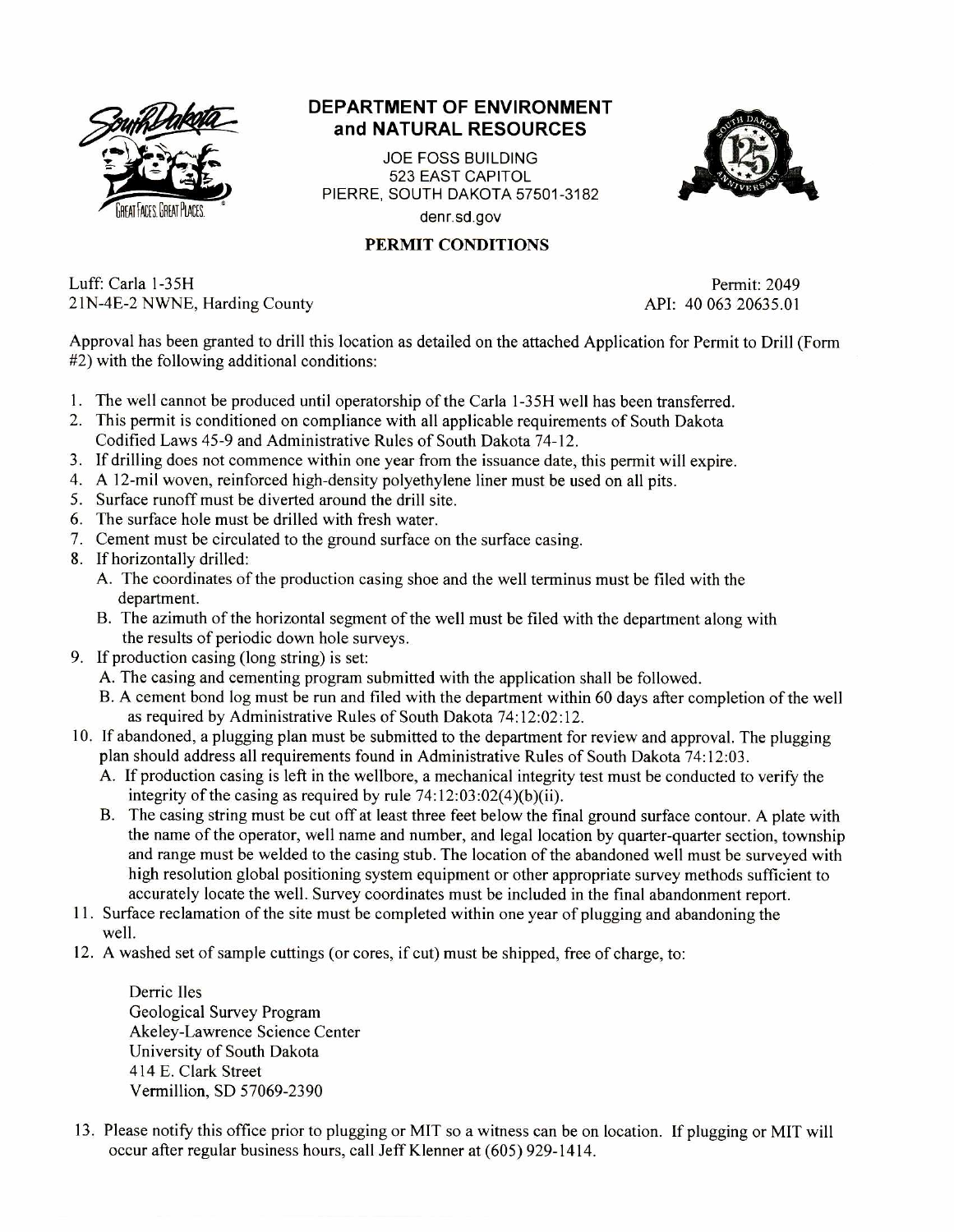# DEPARTMENT OF ENVIRONMENT and NATURAL RESOURCES

JOE FOSS BUILDING
523 EAST CAPITOL
PIERRE, SOUTH DAKOTA 57501-3182
denr.sd.gov

## PERMIT CONDITIONS

Luff: Carla 1-35H
21N-4E-2 NWNE, Harding County

Permit: 2049
API: 40 063 20635.01

Approval has been granted to drill this location as detailed on the attached Application for Permit to Drill (Form #2) with the following additional conditions:

1. The well cannot be produced until operatorship of the Carla 1-35H well has been transferred.
2. This permit is conditioned on compliance with all applicable requirements of South Dakota Codified Laws 45-9 and Administrative Rules of South Dakota 74-12.
3. If drilling does not commence within one year from the issuance date, this permit will expire.
4. A 12-mil woven, reinforced high-density polyethylene liner must be used on all pits.
5. Surface runoff must be diverted around the drill site.
6. The surface hole must be drilled with fresh water.
7. Cement must be circulated to the ground surface on the surface casing.
8. If horizontally drilled:
   A. The coordinates of the production casing shoe and the well terminus must be filed with the department.
   B. The azimuth of the horizontal segment of the well must be filed with the department along with the results of periodic down hole surveys.
9. If production casing (long string) is set:
   A. The casing and cementing program submitted with the application shall be followed.
   B. A cement bond log must be run and filed with the department within 60 days after completion of the well as required by Administrative Rules of South Dakota 74:12:02:12.
10. If abandoned, a plugging plan must be submitted to the department for review and approval. The plugging plan should address all requirements found in Administrative Rules of South Dakota 74:12:03.
    A. If production casing is left in the wellbore, a mechanical integrity test must be conducted to verify the integrity of the casing as required by rule 74:12:03:02(4)(b)(ii).
    B. The casing string must be cut off at least three feet below the final ground surface contour. A plate with the name of the operator, well name and number, and legal location by quarter-quarter section, township and range must be welded to the casing stub. The location of the abandoned well must be surveyed with high resolution global positioning system equipment or other appropriate survey methods sufficient to accurately locate the well. Survey coordinates must be included in the final abandonment report.
11. Surface reclamation of the site must be completed within one year of plugging and abandoning the well.
12. A washed set of sample cuttings (or cores, if cut) must be shipped, free of charge, to:

    Derric Iles
    Geological Survey Program
    Akeley-Lawrence Science Center
    University of South Dakota
    414 E. Clark Street
    Vermillion, SD 57069-2390

13. Please notify this office prior to plugging or MIT so a witness can be on location. If plugging or MIT will occur after regular business hours, call Jeff Klenner at (605) 929-1414.